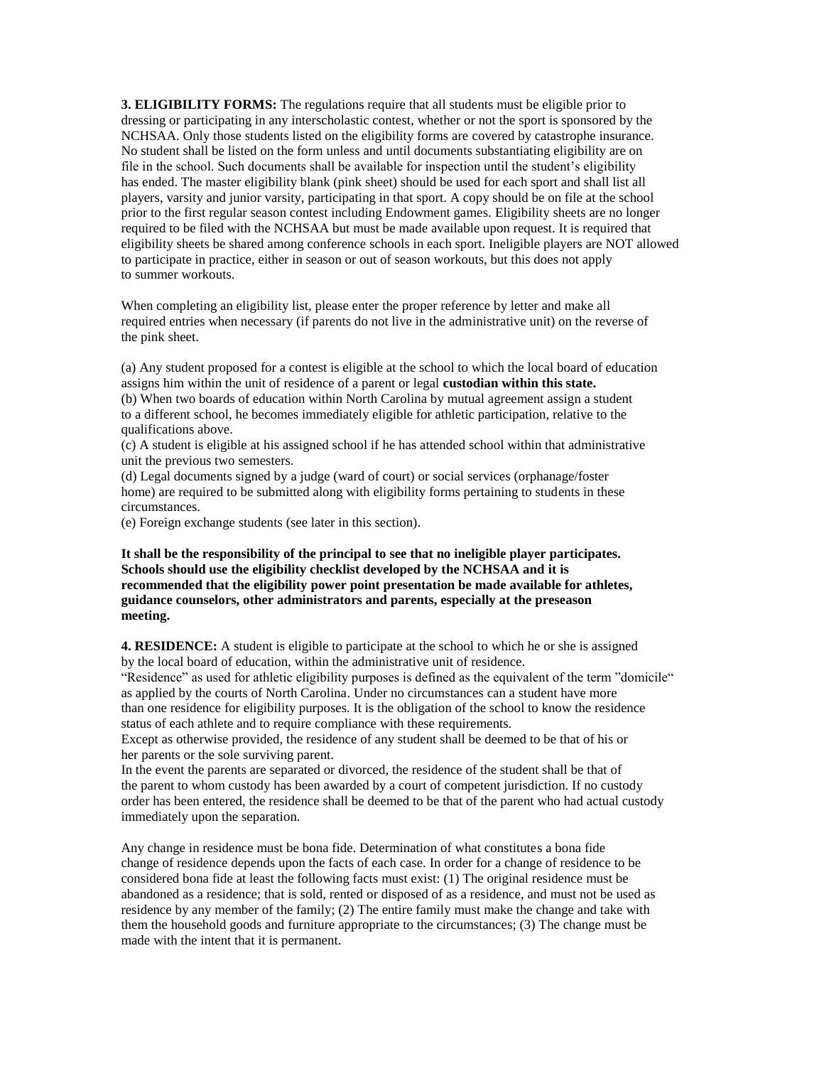**3. ELIGIBILITY FORMS:** The regulations require that all students must be eligible prior to dressing or participating in any interscholastic contest, whether or not the sport is sponsored by the NCHSAA. Only those students listed on the eligibility forms are covered by catastrophe insurance. No student shall be listed on the form unless and until documents substantiating eligibility are on file in the school. Such documents shall be available for inspection until the student's eligibility has ended. The master eligibility blank (pink sheet) should be used for each sport and shall list all players, varsity and junior varsity, participating in that sport. A copy should be on file at the school prior to the first regular season contest including Endowment games. Eligibility sheets are no longer required to be filed with the NCHSAA but must be made available upon request. It is required that eligibility sheets be shared among conference schools in each sport. Ineligible players are NOT allowed to participate in practice, either in season or out of season workouts, but this does not apply to summer workouts.

When completing an eligibility list, please enter the proper reference by letter and make all required entries when necessary (if parents do not live in the administrative unit) on the reverse of the pink sheet.

(a) Any student proposed for a contest is eligible at the school to which the local board of education assigns him within the unit of residence of a parent or legal **custodian within this state.**
(b) When two boards of education within North Carolina by mutual agreement assign a student to a different school, he becomes immediately eligible for athletic participation, relative to the qualifications above.
(c) A student is eligible at his assigned school if he has attended school within that administrative unit the previous two semesters.
(d) Legal documents signed by a judge (ward of court) or social services (orphanage/foster home) are required to be submitted along with eligibility forms pertaining to students in these circumstances.
(e) Foreign exchange students (see later in this section).

**It shall be the responsibility of the principal to see that no ineligible player participates. Schools should use the eligibility checklist developed by the NCHSAA and it is recommended that the eligibility power point presentation be made available for athletes, guidance counselors, other administrators and parents, especially at the preseason meeting.**

**4. RESIDENCE:** A student is eligible to participate at the school to which he or she is assigned by the local board of education, within the administrative unit of residence.
"Residence" as used for athletic eligibility purposes is defined as the equivalent of the term "domicile" as applied by the courts of North Carolina. Under no circumstances can a student have more than one residence for eligibility purposes. It is the obligation of the school to know the residence status of each athlete and to require compliance with these requirements.
Except as otherwise provided, the residence of any student shall be deemed to be that of his or her parents or the sole surviving parent.
In the event the parents are separated or divorced, the residence of the student shall be that of the parent to whom custody has been awarded by a court of competent jurisdiction. If no custody order has been entered, the residence shall be deemed to be that of the parent who had actual custody immediately upon the separation.

Any change in residence must be bona fide. Determination of what constitutes a bona fide change of residence depends upon the facts of each case. In order for a change of residence to be considered bona fide at least the following facts must exist: (1) The original residence must be abandoned as a residence; that is sold, rented or disposed of as a residence, and must not be used as residence by any member of the family; (2) The entire family must make the change and take with them the household goods and furniture appropriate to the circumstances; (3) The change must be made with the intent that it is permanent.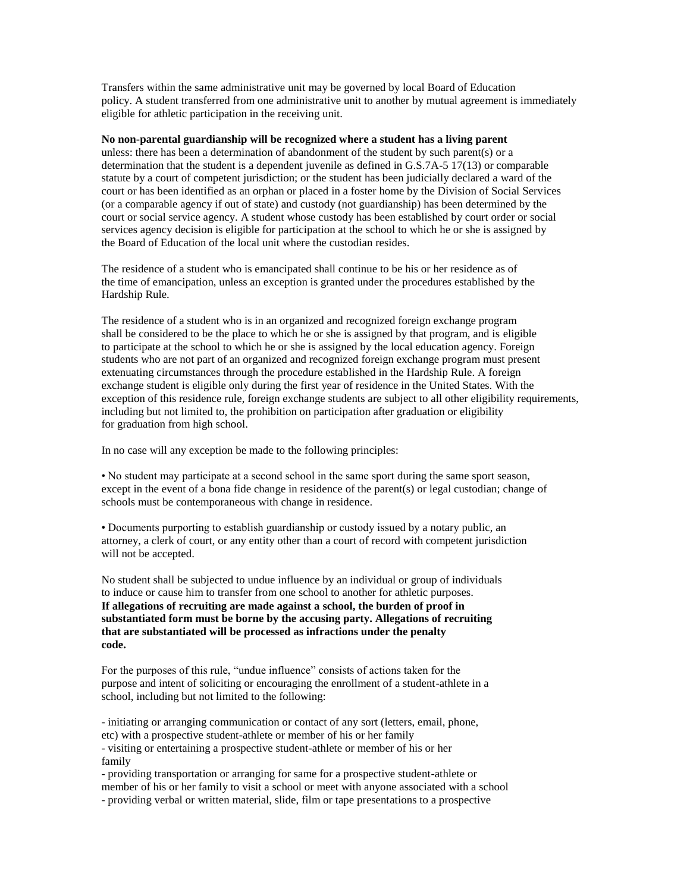Transfers within the same administrative unit may be governed by local Board of Education policy. A student transferred from one administrative unit to another by mutual agreement is immediately eligible for athletic participation in the receiving unit.

**No non-parental guardianship will be recognized where a student has a living parent** unless: there has been a determination of abandonment of the student by such parent(s) or a determination that the student is a dependent juvenile as defined in G.S.7A-5 17(13) or comparable statute by a court of competent jurisdiction; or the student has been judicially declared a ward of the court or has been identified as an orphan or placed in a foster home by the Division of Social Services (or a comparable agency if out of state) and custody (not guardianship) has been determined by the court or social service agency. A student whose custody has been established by court order or social services agency decision is eligible for participation at the school to which he or she is assigned by the Board of Education of the local unit where the custodian resides.

The residence of a student who is emancipated shall continue to be his or her residence as of the time of emancipation, unless an exception is granted under the procedures established by the Hardship Rule.

The residence of a student who is in an organized and recognized foreign exchange program shall be considered to be the place to which he or she is assigned by that program, and is eligible to participate at the school to which he or she is assigned by the local education agency. Foreign students who are not part of an organized and recognized foreign exchange program must present extenuating circumstances through the procedure established in the Hardship Rule. A foreign exchange student is eligible only during the first year of residence in the United States. With the exception of this residence rule, foreign exchange students are subject to all other eligibility requirements, including but not limited to, the prohibition on participation after graduation or eligibility for graduation from high school.

In no case will any exception be made to the following principles:

• No student may participate at a second school in the same sport during the same sport season, except in the event of a bona fide change in residence of the parent(s) or legal custodian; change of schools must be contemporaneous with change in residence.

• Documents purporting to establish guardianship or custody issued by a notary public, an attorney, a clerk of court, or any entity other than a court of record with competent jurisdiction will not be accepted.

No student shall be subjected to undue influence by an individual or group of individuals to induce or cause him to transfer from one school to another for athletic purposes. **If allegations of recruiting are made against a school, the burden of proof in substantiated form must be borne by the accusing party. Allegations of recruiting that are substantiated will be processed as infractions under the penalty code.**

For the purposes of this rule, "undue influence" consists of actions taken for the purpose and intent of soliciting or encouraging the enrollment of a student-athlete in a school, including but not limited to the following:

- initiating or arranging communication or contact of any sort (letters, email, phone, etc) with a prospective student-athlete or member of his or her family
- visiting or entertaining a prospective student-athlete or member of his or her family
- providing transportation or arranging for same for a prospective student-athlete or member of his or her family to visit a school or meet with anyone associated with a school
- providing verbal or written material, slide, film or tape presentations to a prospective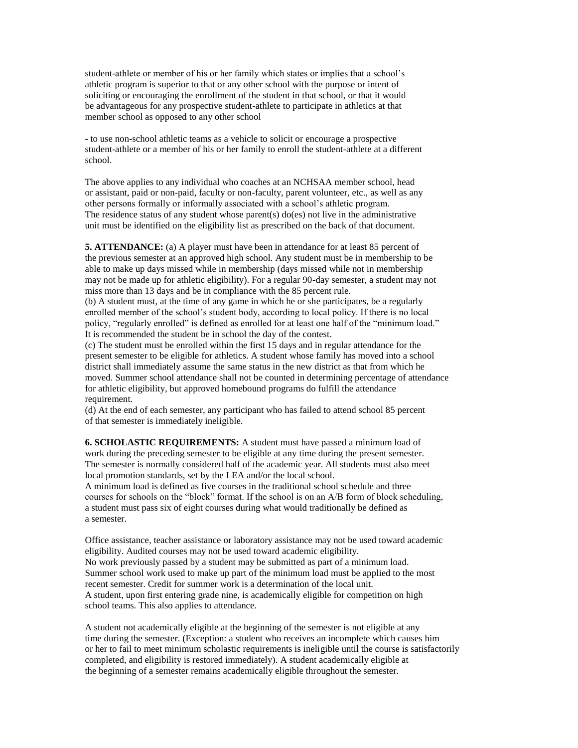student-athlete or member of his or her family which states or implies that a school's athletic program is superior to that or any other school with the purpose or intent of soliciting or encouraging the enrollment of the student in that school, or that it would be advantageous for any prospective student-athlete to participate in athletics at that member school as opposed to any other school

- to use non-school athletic teams as a vehicle to solicit or encourage a prospective student-athlete or a member of his or her family to enroll the student-athlete at a different school.

The above applies to any individual who coaches at an NCHSAA member school, head or assistant, paid or non-paid, faculty or non-faculty, parent volunteer, etc., as well as any other persons formally or informally associated with a school's athletic program. The residence status of any student whose parent(s) do(es) not live in the administrative unit must be identified on the eligibility list as prescribed on the back of that document.

**5. ATTENDANCE:** (a) A player must have been in attendance for at least 85 percent of the previous semester at an approved high school. Any student must be in membership to be able to make up days missed while in membership (days missed while not in membership may not be made up for athletic eligibility). For a regular 90-day semester, a student may not miss more than 13 days and be in compliance with the 85 percent rule.
(b) A student must, at the time of any game in which he or she participates, be a regularly enrolled member of the school's student body, according to local policy. If there is no local policy, "regularly enrolled" is defined as enrolled for at least one half of the "minimum load." It is recommended the student be in school the day of the contest.
(c) The student must be enrolled within the first 15 days and in regular attendance for the present semester to be eligible for athletics. A student whose family has moved into a school district shall immediately assume the same status in the new district as that from which he moved. Summer school attendance shall not be counted in determining percentage of attendance for athletic eligibility, but approved homebound programs do fulfill the attendance requirement.
(d) At the end of each semester, any participant who has failed to attend school 85 percent of that semester is immediately ineligible.

**6. SCHOLASTIC REQUIREMENTS:** A student must have passed a minimum load of work during the preceding semester to be eligible at any time during the present semester. The semester is normally considered half of the academic year. All students must also meet local promotion standards, set by the LEA and/or the local school.
A minimum load is defined as five courses in the traditional school schedule and three courses for schools on the "block" format. If the school is on an A/B form of block scheduling, a student must pass six of eight courses during what would traditionally be defined as a semester.

Office assistance, teacher assistance or laboratory assistance may not be used toward academic eligibility. Audited courses may not be used toward academic eligibility.
No work previously passed by a student may be submitted as part of a minimum load.
Summer school work used to make up part of the minimum load must be applied to the most recent semester. Credit for summer work is a determination of the local unit.
A student, upon first entering grade nine, is academically eligible for competition on high school teams. This also applies to attendance.

A student not academically eligible at the beginning of the semester is not eligible at any time during the semester. (Exception: a student who receives an incomplete which causes him or her to fail to meet minimum scholastic requirements is ineligible until the course is satisfactorily completed, and eligibility is restored immediately). A student academically eligible at the beginning of a semester remains academically eligible throughout the semester.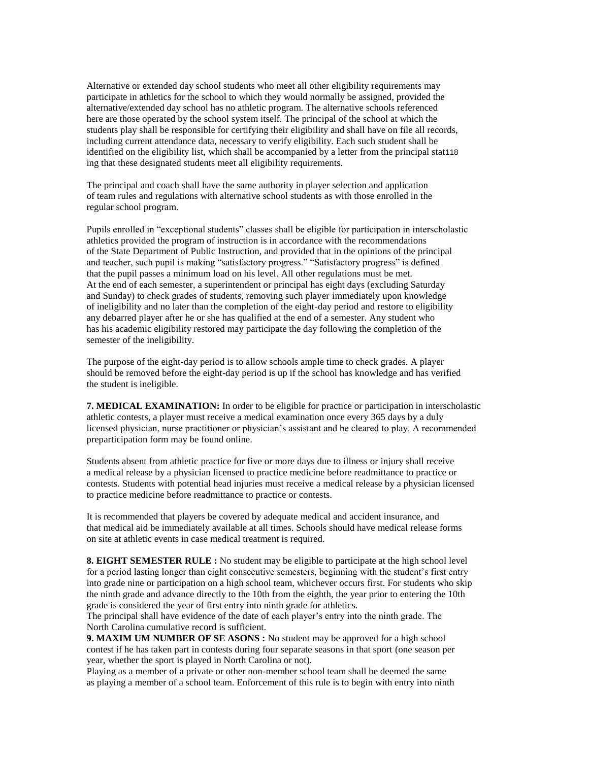Alternative or extended day school students who meet all other eligibility requirements may participate in athletics for the school to which they would normally be assigned, provided the alternative/extended day school has no athletic program. The alternative schools referenced here are those operated by the school system itself. The principal of the school at which the students play shall be responsible for certifying their eligibility and shall have on file all records, including current attendance data, necessary to verify eligibility. Each such student shall be identified on the eligibility list, which shall be accompanied by a letter from the principal stat118 ing that these designated students meet all eligibility requirements.

The principal and coach shall have the same authority in player selection and application of team rules and regulations with alternative school students as with those enrolled in the regular school program.

Pupils enrolled in "exceptional students" classes shall be eligible for participation in interscholastic athletics provided the program of instruction is in accordance with the recommendations of the State Department of Public Instruction, and provided that in the opinions of the principal and teacher, such pupil is making "satisfactory progress." "Satisfactory progress" is defined that the pupil passes a minimum load on his level. All other regulations must be met. At the end of each semester, a superintendent or principal has eight days (excluding Saturday and Sunday) to check grades of students, removing such player immediately upon knowledge of ineligibility and no later than the completion of the eight-day period and restore to eligibility any debarred player after he or she has qualified at the end of a semester. Any student who has his academic eligibility restored may participate the day following the completion of the semester of the ineligibility.

The purpose of the eight-day period is to allow schools ample time to check grades. A player should be removed before the eight-day period is up if the school has knowledge and has verified the student is ineligible.

**7. MEDICAL EXAMINATION:** In order to be eligible for practice or participation in interscholastic athletic contests, a player must receive a medical examination once every 365 days by a duly licensed physician, nurse practitioner or physician's assistant and be cleared to play. A recommended preparticipation form may be found online.

Students absent from athletic practice for five or more days due to illness or injury shall receive a medical release by a physician licensed to practice medicine before readmittance to practice or contests. Students with potential head injuries must receive a medical release by a physician licensed to practice medicine before readmittance to practice or contests.

It is recommended that players be covered by adequate medical and accident insurance, and that medical aid be immediately available at all times. Schools should have medical release forms on site at athletic events in case medical treatment is required.

**8. EIGHT SEMESTER RULE :** No student may be eligible to participate at the high school level for a period lasting longer than eight consecutive semesters, beginning with the student's first entry into grade nine or participation on a high school team, whichever occurs first. For students who skip the ninth grade and advance directly to the 10th from the eighth, the year prior to entering the 10th grade is considered the year of first entry into ninth grade for athletics.
The principal shall have evidence of the date of each player's entry into the ninth grade. The North Carolina cumulative record is sufficient.

**9. MAXIM UM NUMBER OF SE ASONS :** No student may be approved for a high school contest if he has taken part in contests during four separate seasons in that sport (one season per year, whether the sport is played in North Carolina or not).
Playing as a member of a private or other non-member school team shall be deemed the same as playing a member of a school team. Enforcement of this rule is to begin with entry into ninth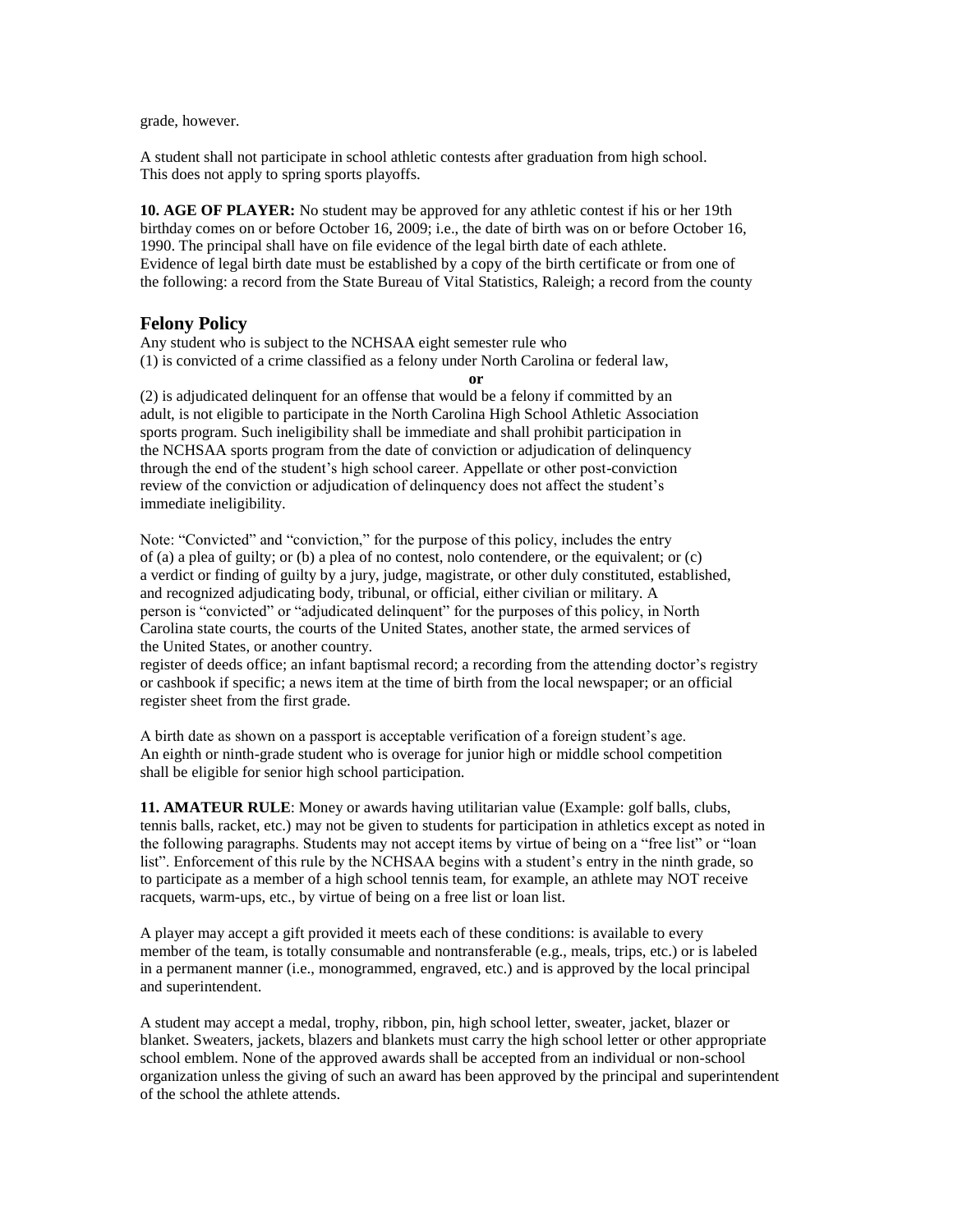grade, however.

A student shall not participate in school athletic contests after graduation from high school. This does not apply to spring sports playoffs.

**10. AGE OF PLAYER:** No student may be approved for any athletic contest if his or her 19th birthday comes on or before October 16, 2009; i.e., the date of birth was on or before October 16, 1990. The principal shall have on file evidence of the legal birth date of each athlete. Evidence of legal birth date must be established by a copy of the birth certificate or from one of the following: a record from the State Bureau of Vital Statistics, Raleigh; a record from the county

## Felony Policy

Any student who is subject to the NCHSAA eight semester rule who
(1) is convicted of a crime classified as a felony under North Carolina or federal law,

**or**

(2) is adjudicated delinquent for an offense that would be a felony if committed by an adult, is not eligible to participate in the North Carolina High School Athletic Association sports program. Such ineligibility shall be immediate and shall prohibit participation in the NCHSAA sports program from the date of conviction or adjudication of delinquency through the end of the student's high school career. Appellate or other post-conviction review of the conviction or adjudication of delinquency does not affect the student's immediate ineligibility.

Note: "Convicted" and "conviction," for the purpose of this policy, includes the entry of (a) a plea of guilty; or (b) a plea of no contest, nolo contendere, or the equivalent; or (c) a verdict or finding of guilty by a jury, judge, magistrate, or other duly constituted, established, and recognized adjudicating body, tribunal, or official, either civilian or military. A person is "convicted" or "adjudicated delinquent" for the purposes of this policy, in North Carolina state courts, the courts of the United States, another state, the armed services of the United States, or another country.

register of deeds office; an infant baptismal record; a recording from the attending doctor's registry or cashbook if specific; a news item at the time of birth from the local newspaper; or an official register sheet from the first grade.

A birth date as shown on a passport is acceptable verification of a foreign student's age. An eighth or ninth-grade student who is overage for junior high or middle school competition shall be eligible for senior high school participation.

**11. AMATEUR RULE**: Money or awards having utilitarian value (Example: golf balls, clubs, tennis balls, racket, etc.) may not be given to students for participation in athletics except as noted in the following paragraphs. Students may not accept items by virtue of being on a "free list" or "loan list". Enforcement of this rule by the NCHSAA begins with a student's entry in the ninth grade, so to participate as a member of a high school tennis team, for example, an athlete may NOT receive racquets, warm-ups, etc., by virtue of being on a free list or loan list.

A player may accept a gift provided it meets each of these conditions: is available to every member of the team, is totally consumable and nontransferable (e.g., meals, trips, etc.) or is labeled in a permanent manner (i.e., monogrammed, engraved, etc.) and is approved by the local principal and superintendent.

A student may accept a medal, trophy, ribbon, pin, high school letter, sweater, jacket, blazer or blanket. Sweaters, jackets, blazers and blankets must carry the high school letter or other appropriate school emblem. None of the approved awards shall be accepted from an individual or non-school organization unless the giving of such an award has been approved by the principal and superintendent of the school the athlete attends.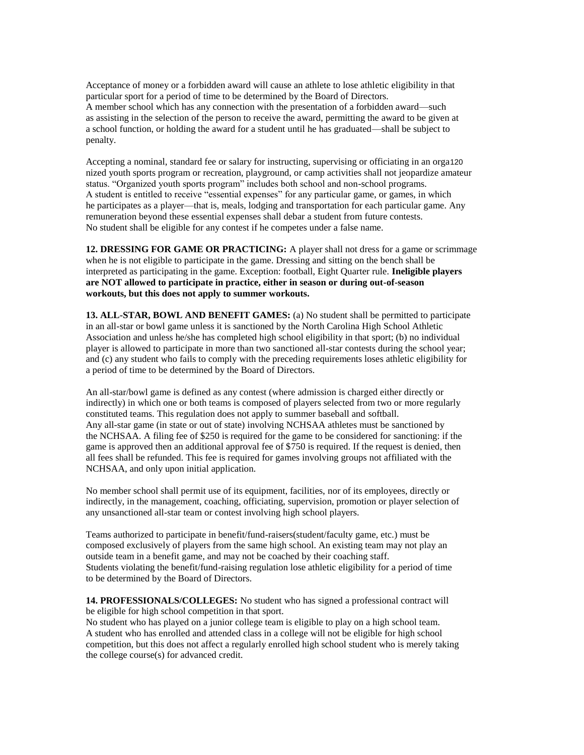Acceptance of money or a forbidden award will cause an athlete to lose athletic eligibility in that particular sport for a period of time to be determined by the Board of Directors.
A member school which has any connection with the presentation of a forbidden award—such as assisting in the selection of the person to receive the award, permitting the award to be given at a school function, or holding the award for a student until he has graduated—shall be subject to penalty.

Accepting a nominal, standard fee or salary for instructing, supervising or officiating in an organized youth sports program or recreation, playground, or camp activities shall not jeopardize amateur status. "Organized youth sports program" includes both school and non-school programs.
A student is entitled to receive "essential expenses" for any particular game, or games, in which he participates as a player—that is, meals, lodging and transportation for each particular game. Any remuneration beyond these essential expenses shall debar a student from future contests.
No student shall be eligible for any contest if he competes under a false name.

**12. DRESSING FOR GAME OR PRACTICING:** A player shall not dress for a game or scrimmage when he is not eligible to participate in the game. Dressing and sitting on the bench shall be interpreted as participating in the game. Exception: football, Eight Quarter rule. **Ineligible players are NOT allowed to participate in practice, either in season or during out-of-season workouts, but this does not apply to summer workouts.**

**13. ALL-STAR, BOWL AND BENEFIT GAMES:** (a) No student shall be permitted to participate in an all-star or bowl game unless it is sanctioned by the North Carolina High School Athletic Association and unless he/she has completed high school eligibility in that sport; (b) no individual player is allowed to participate in more than two sanctioned all-star contests during the school year; and (c) any student who fails to comply with the preceding requirements loses athletic eligibility for a period of time to be determined by the Board of Directors.

An all-star/bowl game is defined as any contest (where admission is charged either directly or indirectly) in which one or both teams is composed of players selected from two or more regularly constituted teams. This regulation does not apply to summer baseball and softball.
Any all-star game (in state or out of state) involving NCHSAA athletes must be sanctioned by the NCHSAA. A filing fee of $250 is required for the game to be considered for sanctioning: if the game is approved then an additional approval fee of $750 is required. If the request is denied, then all fees shall be refunded. This fee is required for games involving groups not affiliated with the NCHSAA, and only upon initial application.

No member school shall permit use of its equipment, facilities, nor of its employees, directly or indirectly, in the management, coaching, officiating, supervision, promotion or player selection of any unsanctioned all-star team or contest involving high school players.

Teams authorized to participate in benefit/fund-raisers(student/faculty game, etc.) must be composed exclusively of players from the same high school. An existing team may not play an outside team in a benefit game, and may not be coached by their coaching staff.
Students violating the benefit/fund-raising regulation lose athletic eligibility for a period of time to be determined by the Board of Directors.

**14. PROFESSIONALS/COLLEGES:** No student who has signed a professional contract will be eligible for high school competition in that sport.
No student who has played on a junior college team is eligible to play on a high school team.
A student who has enrolled and attended class in a college will not be eligible for high school competition, but this does not affect a regularly enrolled high school student who is merely taking the college course(s) for advanced credit.